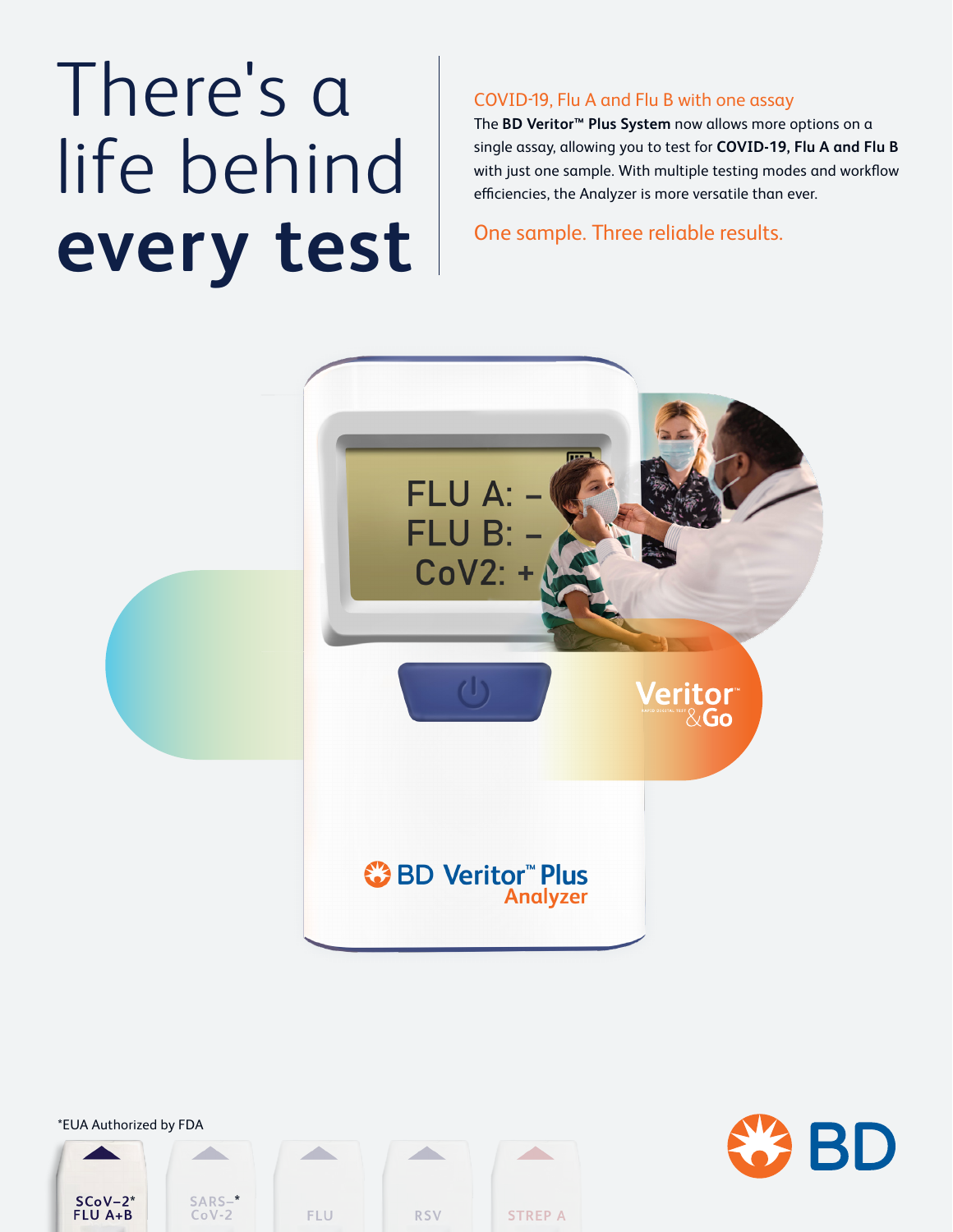# There's a life behind **every test**

COVID-19, Flu A and Flu B with one assay

The **BD Veritor™ Plus System** now allows more options on a single assay, allowing you to test for **COVID-19, Flu A and Flu B** with just one sample. With multiple testing modes and workflow efficiencies, the Analyzer is more versatile than ever.

One sample. Three reliable results.

FLU A: –
FLU B: –
CoV2: +

Veritor™ &Go

BD Veritor™ Plus Analyzer

*EUA Authorized by FDA

SCoV-2* FLU A+B | SARS-* CoV-2 | FLU | RSV | STREP A

BD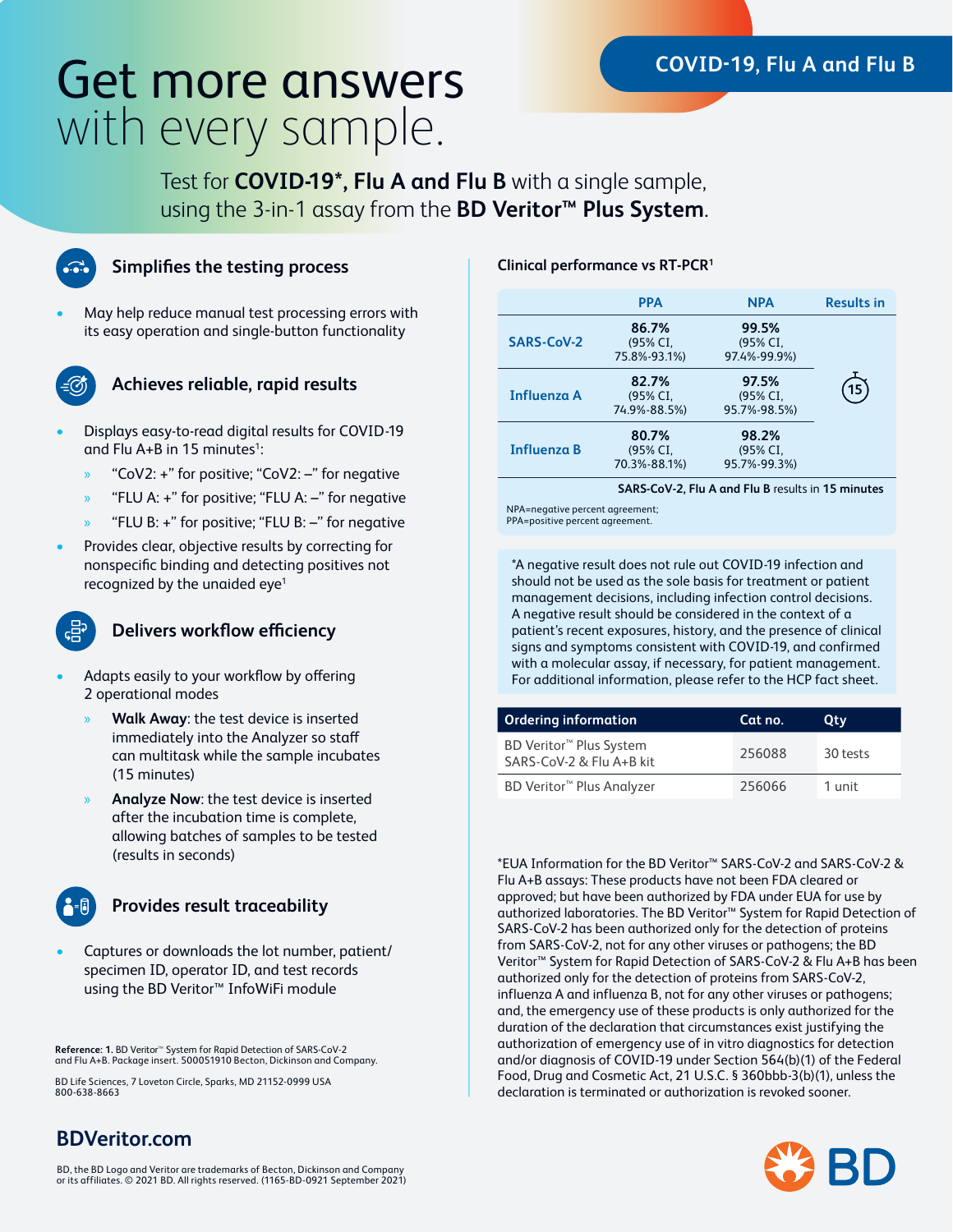COVID-19, Flu A and Flu B

# Get more answers with every sample.

Test for **COVID-19*, Flu A and Flu B** with a single sample, using the 3-in-1 assay from the **BD Veritor™ Plus System**.

## Simplifies the testing process

- May help reduce manual test processing errors with its easy operation and single-button functionality

## Achieves reliable, rapid results

- Displays easy-to-read digital results for COVID-19 and Flu A+B in 15 minutes[1]:
  - "CoV2: +" for positive; "CoV2: –" for negative
  - "FLU A: +" for positive; "FLU A: –" for negative
  - "FLU B: +" for positive; "FLU B: –" for negative
- Provides clear, objective results by correcting for nonspecific binding and detecting positives not recognized by the unaided eye[1]

## Delivers workflow efficiency

- Adapts easily to your workflow by offering 2 operational modes
  - **Walk Away**: the test device is inserted immediately into the Analyzer so staff can multitask while the sample incubates (15 minutes)
  - **Analyze Now**: the test device is inserted after the incubation time is complete, allowing batches of samples to be tested (results in seconds)

## Provides result traceability

- Captures or downloads the lot number, patient/specimen ID, operator ID, and test records using the BD Veritor™ InfoWiFi module

**Clinical performance vs RT-PCR[1]**

| | PPA | NPA | Results in |
|---|---|---|---|
| SARS-CoV-2 | **86.7%** (95% CI, 75.8%-93.1%) | **99.5%** (95% CI, 97.4%-99.9%) | 15 |
| Influenza A | **82.7%** (95% CI, 74.9%-88.5%) | **97.5%** (95% CI, 95.7%-98.5%) | |
| Influenza B | **80.7%** (95% CI, 70.3%-88.1%) | **98.2%** (95% CI, 95.7%-99.3%) | |

SARS-CoV-2, Flu A and Flu B results in **15 minutes**

NPA=negative percent agreement;
PPA=positive percent agreement.

*A negative result does not rule out COVID-19 infection and should not be used as the sole basis for treatment or patient management decisions, including infection control decisions. A negative result should be considered in the context of a patient's recent exposures, history, and the presence of clinical signs and symptoms consistent with COVID-19, and confirmed with a molecular assay, if necessary, for patient management. For additional information, please refer to the HCP fact sheet.

| Ordering information | Cat no. | Qty |
|---|---|---|
| BD Veritor™ Plus System SARS-CoV-2 & Flu A+B kit | 256088 | 30 tests |
| BD Veritor™ Plus Analyzer | 256066 | 1 unit |

*EUA Information for the BD Veritor™ SARS-CoV-2 and SARS-CoV-2 & Flu A+B assays: These products have not been FDA cleared or approved; but have been authorized by FDA under EUA for use by authorized laboratories. The BD Veritor™ System for Rapid Detection of SARS-CoV-2 has been authorized only for the detection of proteins from SARS-CoV-2, not for any other viruses or pathogens; the BD Veritor™ System for Rapid Detection of SARS-CoV-2 & Flu A+B has been authorized only for the detection of proteins from SARS-CoV-2, influenza A and influenza B, not for any other viruses or pathogens; and, the emergency use of these products is only authorized for the duration of the declaration that circumstances exist justifying the authorization of emergency use of in vitro diagnostics for detection and/or diagnosis of COVID-19 under Section 564(b)(1) of the Federal Food, Drug and Cosmetic Act, 21 U.S.C. § 360bbb-3(b)(1), unless the declaration is terminated or authorization is revoked sooner.

**Reference: 1.** BD Veritor™ System for Rapid Detection of SARS-CoV-2 and Flu A+B. Package insert. 500051910 Becton, Dickinson and Company.

BD Life Sciences, 7 Loveton Circle, Sparks, MD 21152-0999 USA
800-638-8663

**BDVeritor.com**

BD, the BD Logo and Veritor are trademarks of Becton, Dickinson and Company or its affiliates. © 2021 BD. All rights reserved. (1165-BD-0921 September 2021)

BD